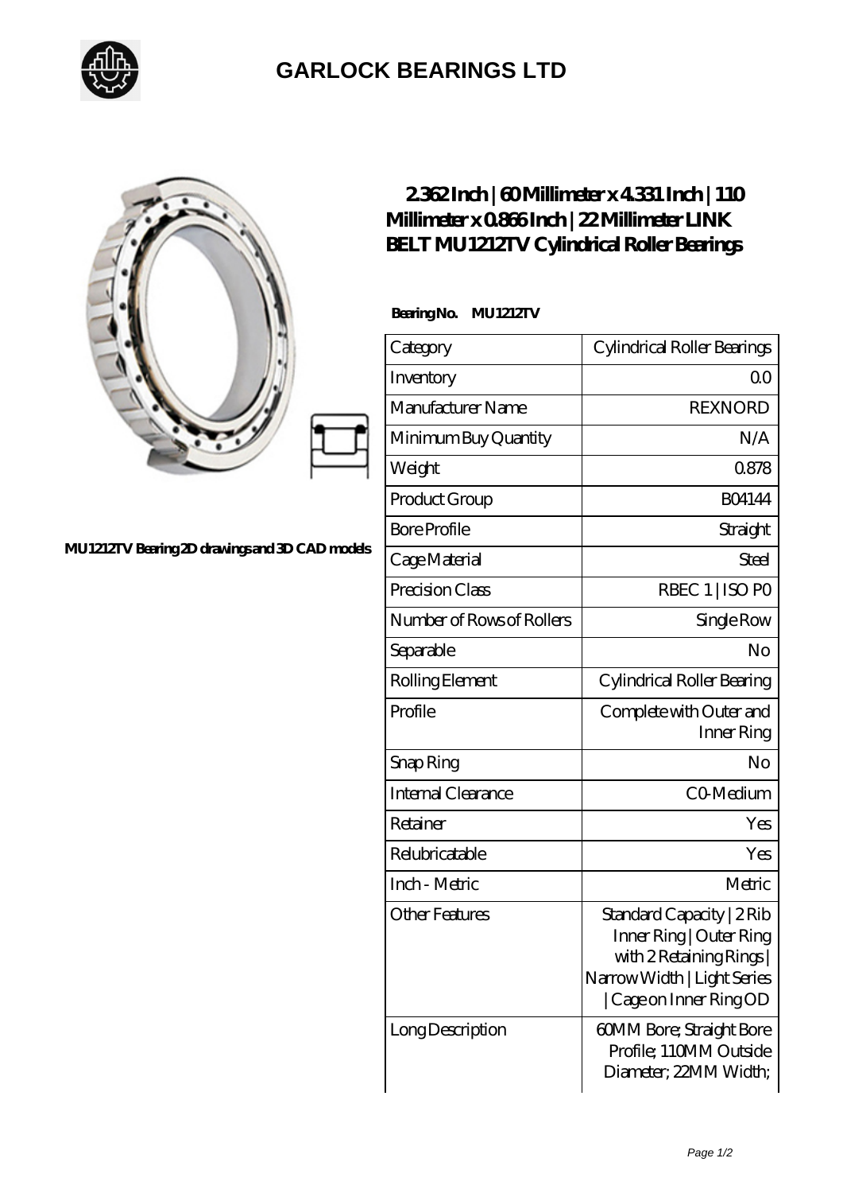# GARLOCK BEARINGS LTD

MU1212TV Bearing 2D drawings and 3D CAD models

## 2.362 Inch | 60 Millimeter x 4.331 Inch | 110 Millimeter x 0.866 Inch | 22 Millimeter LINK BELT MU1212TV Cylindrical Roller Bearings

**Bearing No. MU1212TV**

| Category | Cylindrical Roller Bearings |
|---|---|
| Inventory | 0.0 |
| Manufacturer Name | REXNORD |
| Minimum Buy Quantity | N/A |
| Weight | 0.878 |
| Product Group | B04144 |
| Bore Profile | Straight |
| Cage Material | Steel |
| Precision Class | RBEC 1 \| ISO P0 |
| Number of Rows of Rollers | Single Row |
| Separable | No |
| Rolling Element | Cylindrical Roller Bearing |
| Profile | Complete with Outer and Inner Ring |
| Snap Ring | No |
| Internal Clearance | C0-Medium |
| Retainer | Yes |
| Relubricatable | Yes |
| Inch - Metric | Metric |
| Other Features | Standard Capacity \| 2 Rib Inner Ring \| Outer Ring with 2 Retaining Rings \| Narrow Width \| Light Series \| Cage on Inner Ring OD |
| Long Description | 60MM Bore; Straight Bore Profile; 110MM Outside Diameter; 22MM Width; |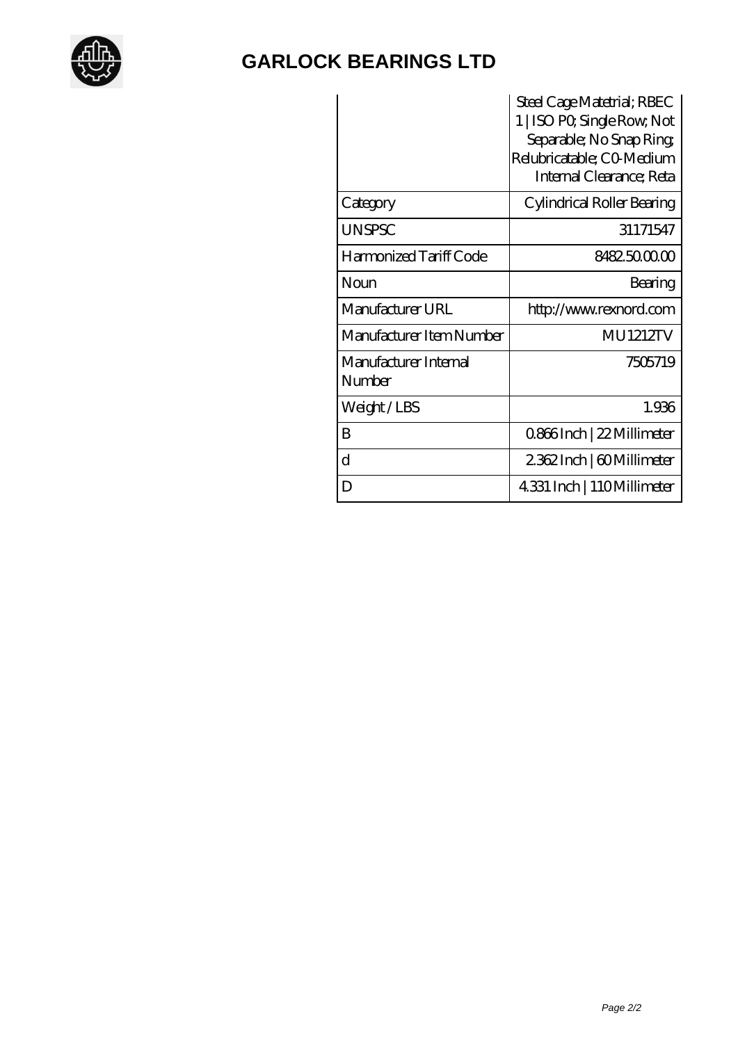# GARLOCK BEARINGS LTD

| | |
|---|---|
| | Steel Cage Matetrial; RBEC 1 \| ISO P0; Single Row; Not Separable; No Snap Ring; Relubricatable; C0-Medium Internal Clearance; Reta |
| Category | Cylindrical Roller Bearing |
| UNSPSC | 31171547 |
| Harmonized Tariff Code | 8482.50.00.00 |
| Noun | Bearing |
| Manufacturer URL | http://www.rexnord.com |
| Manufacturer Item Number | MU1212TV |
| Manufacturer Internal Number | 7505719 |
| Weight / LBS | 1.936 |
| B | 0.866 Inch \| 22 Millimeter |
| d | 2.362 Inch \| 60 Millimeter |
| D | 4.331 Inch \| 110 Millimeter |